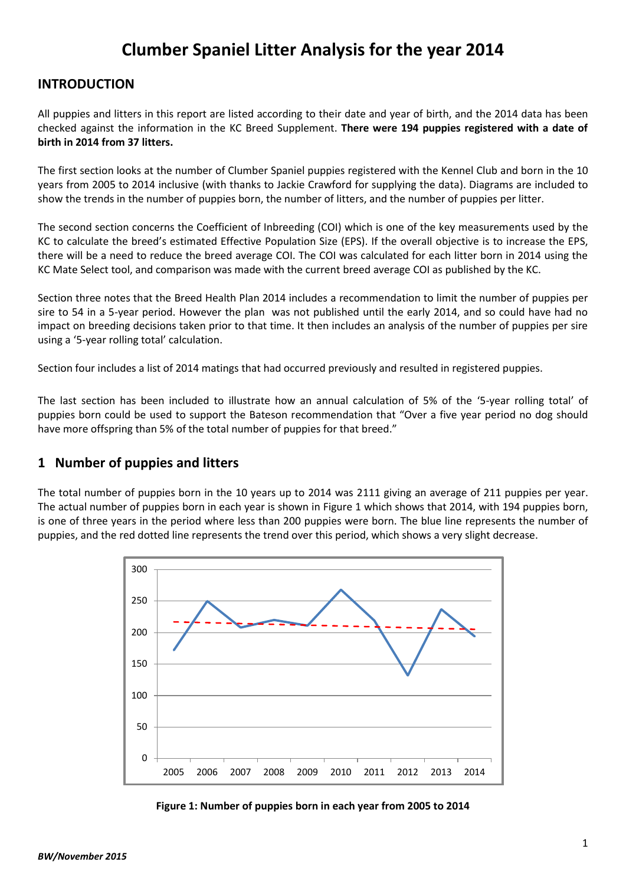# Clumber Spaniel Litter Analysis for the year 2014

## INTRODUCTION

All puppies and litters in this report are listed according to their date and year of birth, and the 2014 data has been checked against the information in the KC Breed Supplement. **There were 194 puppies registered with a date of birth in 2014 from 37 litters.**

The first section looks at the number of Clumber Spaniel puppies registered with the Kennel Club and born in the 10 years from 2005 to 2014 inclusive (with thanks to Jackie Crawford for supplying the data). Diagrams are included to show the trends in the number of puppies born, the number of litters, and the number of puppies per litter.

The second section concerns the Coefficient of Inbreeding (COI) which is one of the key measurements used by the KC to calculate the breed's estimated Effective Population Size (EPS). If the overall objective is to increase the EPS, there will be a need to reduce the breed average COI. The COI was calculated for each litter born in 2014 using the KC Mate Select tool, and comparison was made with the current breed average COI as published by the KC.

Section three notes that the Breed Health Plan 2014 includes a recommendation to limit the number of puppies per sire to 54 in a 5-year period. However the plan was not published until the early 2014, and so could have had no impact on breeding decisions taken prior to that time. It then includes an analysis of the number of puppies per sire using a '5-year rolling total' calculation.

Section four includes a list of 2014 matings that had occurred previously and resulted in registered puppies.

The last section has been included to illustrate how an annual calculation of 5% of the '5-year rolling total' of puppies born could be used to support the Bateson recommendation that "Over a five year period no dog should have more offspring than 5% of the total number of puppies for that breed."

## 1 Number of puppies and litters

The total number of puppies born in the 10 years up to 2014 was 2111 giving an average of 211 puppies per year. The actual number of puppies born in each year is shown in Figure 1 which shows that 2014, with 194 puppies born, is one of three years in the period where less than 200 puppies were born. The blue line represents the number of puppies, and the red dotted line represents the trend over this period, which shows a very slight decrease.

**Figure 1: Number of puppies born in each year from 2005 to 2014**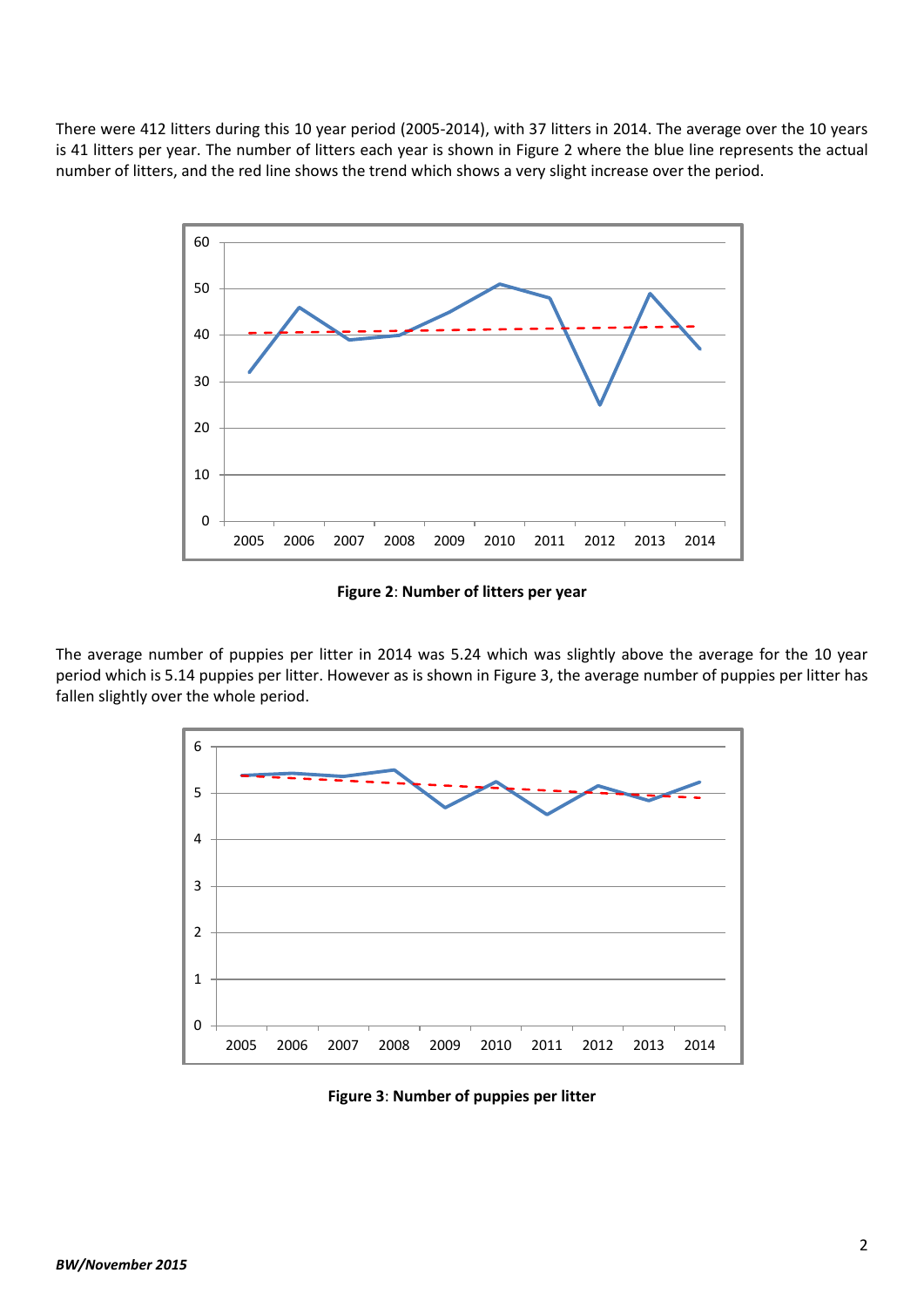There were 412 litters during this 10 year period (2005-2014), with 37 litters in 2014. The average over the 10 years is 41 litters per year. The number of litters each year is shown in Figure 2 where the blue line represents the actual number of litters, and the red line shows the trend which shows a very slight increase over the period.

**Figure 2**: **Number of litters per year**

The average number of puppies per litter in 2014 was 5.24 which was slightly above the average for the 10 year period which is 5.14 puppies per litter. However as is shown in Figure 3, the average number of puppies per litter has fallen slightly over the whole period.

**Figure 3**: **Number of puppies per litter**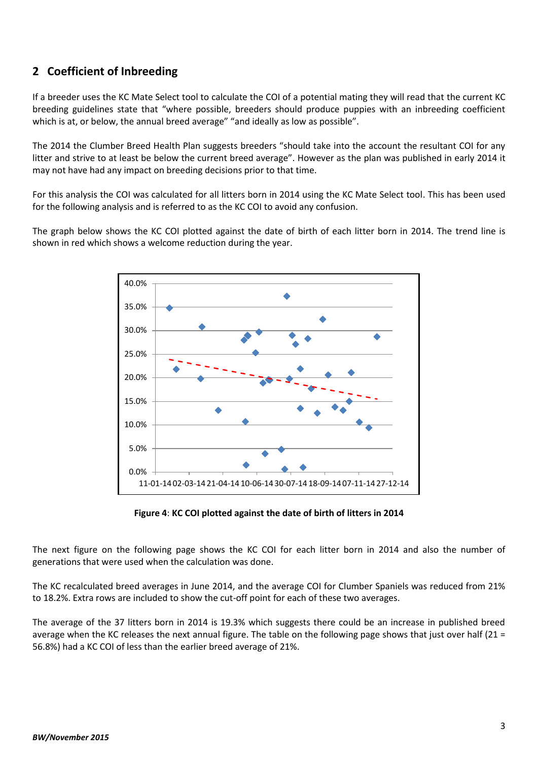## 2 Coefficient of Inbreeding

If a breeder uses the KC Mate Select tool to calculate the COI of a potential mating they will read that the current KC breeding guidelines state that "where possible, breeders should produce puppies with an inbreeding coefficient which is at, or below, the annual breed average" "and ideally as low as possible".

The 2014 the Clumber Breed Health Plan suggests breeders "should take into the account the resultant COI for any litter and strive to at least be below the current breed average". However as the plan was published in early 2014 it may not have had any impact on breeding decisions prior to that time.

For this analysis the COI was calculated for all litters born in 2014 using the KC Mate Select tool. This has been used for the following analysis and is referred to as the KC COI to avoid any confusion.

The graph below shows the KC COI plotted against the date of birth of each litter born in 2014. The trend line is shown in red which shows a welcome reduction during the year.

**Figure 4**: **KC COI plotted against the date of birth of litters in 2014**

The next figure on the following page shows the KC COI for each litter born in 2014 and also the number of generations that were used when the calculation was done.

The KC recalculated breed averages in June 2014, and the average COI for Clumber Spaniels was reduced from 21% to 18.2%. Extra rows are included to show the cut-off point for each of these two averages.

The average of the 37 litters born in 2014 is 19.3% which suggests there could be an increase in published breed average when the KC releases the next annual figure. The table on the following page shows that just over half (21 = 56.8%) had a KC COI of less than the earlier breed average of 21%.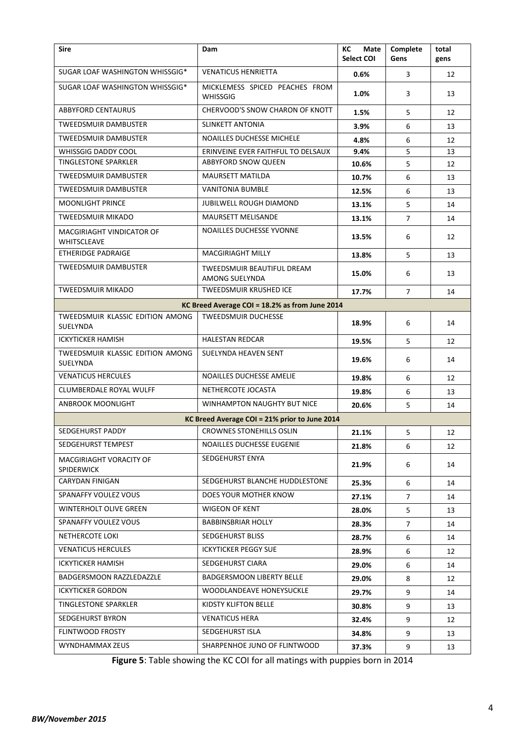| Sire | Dam | KC Mate Select COI | Complete Gens | total gens |
|---|---|---|---|---|
| SUGAR LOAF WASHINGTON WHISSGIG* | VENATICUS HENRIETTA | **0.6%** | 3 | 12 |
| SUGAR LOAF WASHINGTON WHISSGIG* | MICKLEMESS SPICED PEACHES FROM WHISSGIG | **1.0%** | 3 | 13 |
| ABBYFORD CENTAURUS | CHERVOOD'S SNOW CHARON OF KNOTT | **1.5%** | 5 | 12 |
| TWEEDSMUIR DAMBUSTER | SLINKETT ANTONIA | **3.9%** | 6 | 13 |
| TWEEDSMUIR DAMBUSTER | NOAILLES DUCHESSE MICHELE | **4.8%** | 6 | 12 |
| WHISSGIG DADDY COOL | ERINVEINE EVER FAITHFUL TO DELSAUX | **9.4%** | 5 | 13 |
| TINGLESTONE SPARKLER | ABBYFORD SNOW QUEEN | **10.6%** | 5 | 12 |
| TWEEDSMUIR DAMBUSTER | MAURSETT MATILDA | **10.7%** | 6 | 13 |
| TWEEDSMUIR DAMBUSTER | VANITONIA BUMBLE | **12.5%** | 6 | 13 |
| MOONLIGHT PRINCE | JUBILWELL ROUGH DIAMOND | **13.1%** | 5 | 14 |
| TWEEDSMUIR MIKADO | MAURSETT MELISANDE | **13.1%** | 7 | 14 |
| MACGIRIAGHT VINDICATOR OF WHITSCLEAVE | NOAILLES DUCHESSE YVONNE | **13.5%** | 6 | 12 |
| ETHERIDGE PADRAIGE | MACGIRIAGHT MILLY | **13.8%** | 5 | 13 |
| TWEEDSMUIR DAMBUSTER | TWEEDSMUIR BEAUTIFUL DREAM AMONG SUELYNDA | **15.0%** | 6 | 13 |
| TWEEDSMUIR MIKADO | TWEEDSMUIR KRUSHED ICE | **17.7%** | 7 | 14 |
| **KC Breed Average COI = 18.2% as from June 2014** | | | | |
| TWEEDSMUIR KLASSIC EDITION AMONG SUELYNDA | TWEEDSMUIR DUCHESSE | **18.9%** | 6 | 14 |
| ICKYTICKER HAMISH | HALESTAN REDCAR | **19.5%** | 5 | 12 |
| TWEEDSMUIR KLASSIC EDITION AMONG SUELYNDA | SUELYNDA HEAVEN SENT | **19.6%** | 6 | 14 |
| VENATICUS HERCULES | NOAILLES DUCHESSE AMELIE | **19.8%** | 6 | 12 |
| CLUMBERDALE ROYAL WULFF | NETHERCOTE JOCASTA | **19.8%** | 6 | 13 |
| ANBROOK MOONLIGHT | WINHAMPTON NAUGHTY BUT NICE | **20.6%** | 5 | 14 |
| **KC Breed Average COI = 21% prior to June 2014** | | | | |
| SEDGEHURST PADDY | CROWNES STONEHILLS OSLIN | **21.1%** | 5 | 12 |
| SEDGEHURST TEMPEST | NOAILLES DUCHESSE EUGENIE | **21.8%** | 6 | 12 |
| MACGIRIAGHT VORACITY OF SPIDERWICK | SEDGEHURST ENYA | **21.9%** | 6 | 14 |
| CARYDAN FINIGAN | SEDGEHURST BLANCHE HUDDLESTONE | **25.3%** | 6 | 14 |
| SPANAFFY VOULEZ VOUS | DOES YOUR MOTHER KNOW | **27.1%** | 7 | 14 |
| WINTERHOLT OLIVE GREEN | WIGEON OF KENT | **28.0%** | 5 | 13 |
| SPANAFFY VOULEZ VOUS | BABBINSBRIAR HOLLY | **28.3%** | 7 | 14 |
| NETHERCOTE LOKI | SEDGEHURST BLISS | **28.7%** | 6 | 14 |
| VENATICUS HERCULES | ICKYTICKER PEGGY SUE | **28.9%** | 6 | 12 |
| ICKYTICKER HAMISH | SEDGEHURST CIARA | **29.0%** | 6 | 14 |
| BADGERSMOON RAZZLEDAZZLE | BADGERSMOON LIBERTY BELLE | **29.0%** | 8 | 12 |
| ICKYTICKER GORDON | WOODLANDEAVE HONEYSUCKLE | **29.7%** | 9 | 14 |
| TINGLESTONE SPARKLER | KIDSTY KLIFTON BELLE | **30.8%** | 9 | 13 |
| SEDGEHURST BYRON | VENATICUS HERA | **32.4%** | 9 | 12 |
| FLINTWOOD FROSTY | SEDGEHURST ISLA | **34.8%** | 9 | 13 |
| WYNDHAMMAX ZEUS | SHARPENHOE JUNO OF FLINTWOOD | **37.3%** | 9 | 13 |

**Figure 5**: Table showing the KC COI for all matings with puppies born in 2014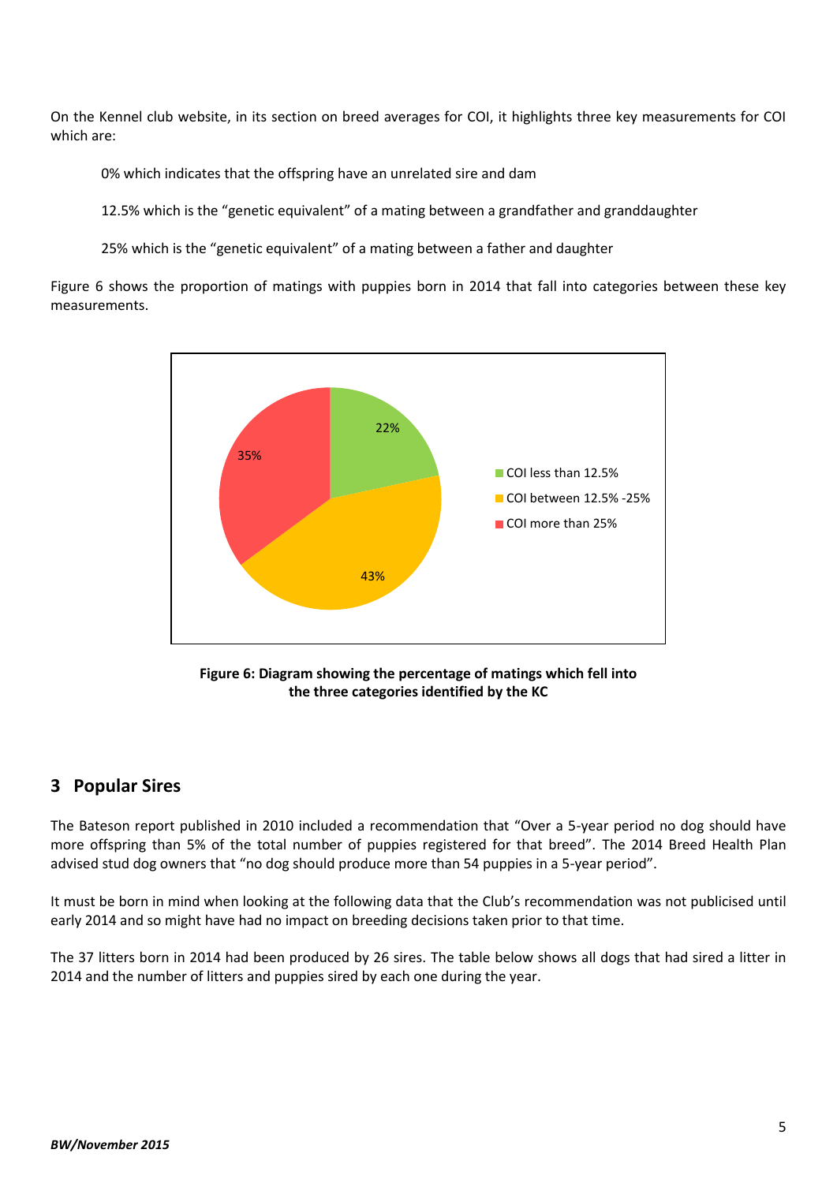On the Kennel club website, in its section on breed averages for COI, it highlights three key measurements for COI which are:

0% which indicates that the offspring have an unrelated sire and dam

12.5% which is the "genetic equivalent" of a mating between a grandfather and granddaughter

25% which is the "genetic equivalent" of a mating between a father and daughter

Figure 6 shows the proportion of matings with puppies born in 2014 that fall into categories between these key measurements.

| Category | Percentage |
| --- | --- |
| COI less than 12.5% | 22% |
| COI between 12.5% -25% | 43% |
| COI more than 25% | 35% |

**Figure 6: Diagram showing the percentage of matings which fell into the three categories identified by the KC**

## 3 Popular Sires

The Bateson report published in 2010 included a recommendation that "Over a 5-year period no dog should have more offspring than 5% of the total number of puppies registered for that breed". The 2014 Breed Health Plan advised stud dog owners that "no dog should produce more than 54 puppies in a 5-year period".

It must be born in mind when looking at the following data that the Club's recommendation was not publicised until early 2014 and so might have had no impact on breeding decisions taken prior to that time.

The 37 litters born in 2014 had been produced by 26 sires. The table below shows all dogs that had sired a litter in 2014 and the number of litters and puppies sired by each one during the year.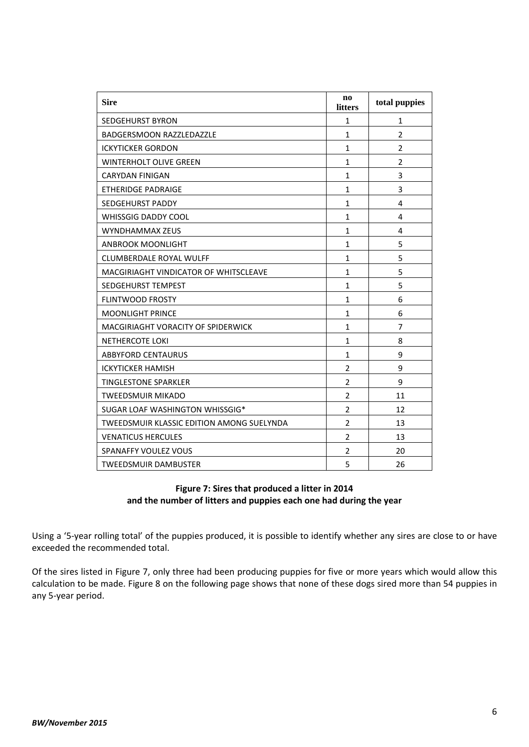| Sire | no litters | total puppies |
|---|---|---|
| SEDGEHURST BYRON | 1 | 1 |
| BADGERSMOON RAZZLEDAZZLE | 1 | 2 |
| ICKYTICKER GORDON | 1 | 2 |
| WINTERHOLT OLIVE GREEN | 1 | 2 |
| CARYDAN FINIGAN | 1 | 3 |
| ETHERIDGE PADRAIGE | 1 | 3 |
| SEDGEHURST PADDY | 1 | 4 |
| WHISSGIG DADDY COOL | 1 | 4 |
| WYNDHAMMAX ZEUS | 1 | 4 |
| ANBROOK MOONLIGHT | 1 | 5 |
| CLUMBERDALE ROYAL WULFF | 1 | 5 |
| MACGIRIAGHT VINDICATOR OF WHITSCLEAVE | 1 | 5 |
| SEDGEHURST TEMPEST | 1 | 5 |
| FLINTWOOD FROSTY | 1 | 6 |
| MOONLIGHT PRINCE | 1 | 6 |
| MACGIRIAGHT VORACITY OF SPIDERWICK | 1 | 7 |
| NETHERCOTE LOKI | 1 | 8 |
| ABBYFORD CENTAURUS | 1 | 9 |
| ICKYTICKER HAMISH | 2 | 9 |
| TINGLESTONE SPARKLER | 2 | 9 |
| TWEEDSMUIR MIKADO | 2 | 11 |
| SUGAR LOAF WASHINGTON WHISSGIG* | 2 | 12 |
| TWEEDSMUIR KLASSIC EDITION AMONG SUELYNDA | 2 | 13 |
| VENATICUS HERCULES | 2 | 13 |
| SPANAFFY VOULEZ VOUS | 2 | 20 |
| TWEEDSMUIR DAMBUSTER | 5 | 26 |

**Figure 7: Sires that produced a litter in 2014 and the number of litters and puppies each one had during the year**

Using a '5-year rolling total' of the puppies produced, it is possible to identify whether any sires are close to or have exceeded the recommended total.

Of the sires listed in Figure 7, only three had been producing puppies for five or more years which would allow this calculation to be made. Figure 8 on the following page shows that none of these dogs sired more than 54 puppies in any 5-year period.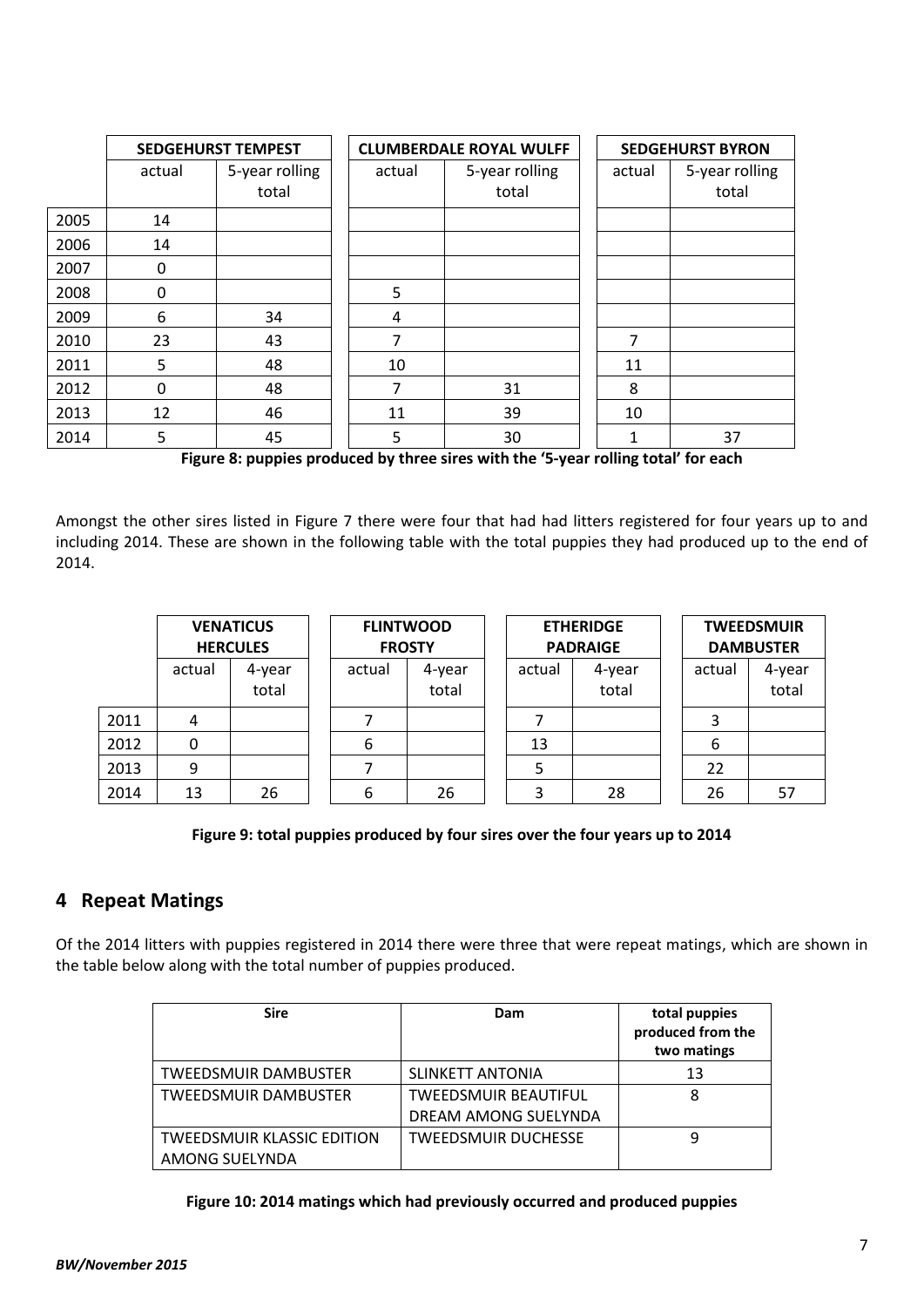| | SEDGEHURST TEMPEST | | CLUMBERDALE ROYAL WULFF | | SEDGEHURST BYRON | |
|---|---|---|---|---|---|---|
| | actual | 5-year rolling total | actual | 5-year rolling total | actual | 5-year rolling total |
| 2005 | 14 | | | | | |
| 2006 | 14 | | | | | |
| 2007 | 0 | | | | | |
| 2008 | 0 | | 5 | | | |
| 2009 | 6 | 34 | 4 | | | |
| 2010 | 23 | 43 | 7 | | 7 | |
| 2011 | 5 | 48 | 10 | | 11 | |
| 2012 | 0 | 48 | 7 | 31 | 8 | |
| 2013 | 12 | 46 | 11 | 39 | 10 | |
| 2014 | 5 | 45 | 5 | 30 | 1 | 37 |

**Figure 8: puppies produced by three sires with the '5-year rolling total' for each**

Amongst the other sires listed in Figure 7 there were four that had had litters registered for four years up to and including 2014. These are shown in the following table with the total puppies they had produced up to the end of 2014.

| | VENATICUS HERCULES | | FLINTWOOD FROSTY | | ETHERIDGE PADRAIGE | | TWEEDSMUIR DAMBUSTER | |
|---|---|---|---|---|---|---|---|---|
| | actual | 4-year total | actual | 4-year total | actual | 4-year total | actual | 4-year total |
| 2011 | 4 | | 7 | | 7 | | 3 | |
| 2012 | 0 | | 6 | | 13 | | 6 | |
| 2013 | 9 | | 7 | | 5 | | 22 | |
| 2014 | 13 | 26 | 6 | 26 | 3 | 28 | 26 | 57 |

**Figure 9: total puppies produced by four sires over the four years up to 2014**

## 4 Repeat Matings

Of the 2014 litters with puppies registered in 2014 there were three that were repeat matings, which are shown in the table below along with the total number of puppies produced.

| Sire | Dam | total puppies produced from the two matings |
|---|---|---|
| TWEEDSMUIR DAMBUSTER | SLINKETT ANTONIA | 13 |
| TWEEDSMUIR DAMBUSTER | TWEEDSMUIR BEAUTIFUL DREAM AMONG SUELYNDA | 8 |
| TWEEDSMUIR KLASSIC EDITION AMONG SUELYNDA | TWEEDSMUIR DUCHESSE | 9 |

**Figure 10: 2014 matings which had previously occurred and produced puppies**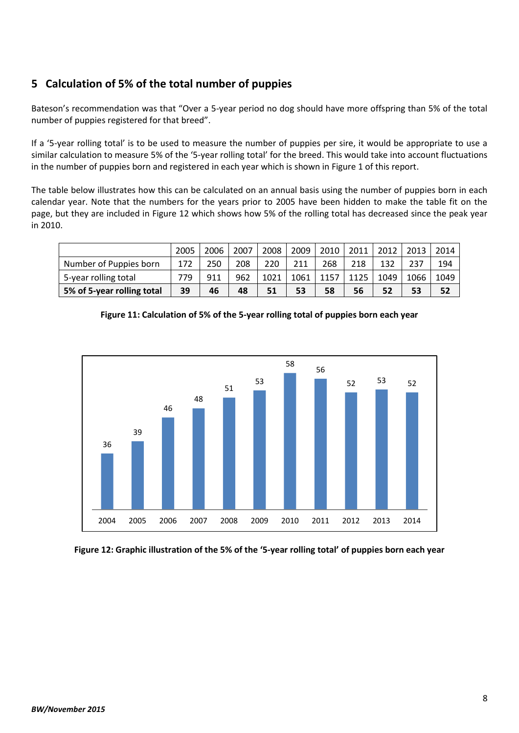## 5 Calculation of 5% of the total number of puppies

Bateson's recommendation was that "Over a 5-year period no dog should have more offspring than 5% of the total number of puppies registered for that breed".

If a '5-year rolling total' is to be used to measure the number of puppies per sire, it would be appropriate to use a similar calculation to measure 5% of the '5-year rolling total' for the breed. This would take into account fluctuations in the number of puppies born and registered in each year which is shown in Figure 1 of this report.

The table below illustrates how this can be calculated on an annual basis using the number of puppies born in each calendar year. Note that the numbers for the years prior to 2005 have been hidden to make the table fit on the page, but they are included in Figure 12 which shows how 5% of the rolling total has decreased since the peak year in 2010.

| | 2005 | 2006 | 2007 | 2008 | 2009 | 2010 | 2011 | 2012 | 2013 | 2014 |
|---|---|---|---|---|---|---|---|---|---|---|
| Number of Puppies born | 172 | 250 | 208 | 220 | 211 | 268 | 218 | 132 | 237 | 194 |
| 5-year rolling total | 779 | 911 | 962 | 1021 | 1061 | 1157 | 1125 | 1049 | 1066 | 1049 |
| **5% of 5-year rolling total** | **39** | **46** | **48** | **51** | **53** | **58** | **56** | **52** | **53** | **52** |

**Figure 11: Calculation of 5% of the 5-year rolling total of puppies born each year**

| 2004 | 2005 | 2006 | 2007 | 2008 | 2009 | 2010 | 2011 | 2012 | 2013 | 2014 |
|---|---|---|---|---|---|---|---|---|---|---|
| 36 | 39 | 46 | 48 | 51 | 53 | 58 | 56 | 52 | 53 | 52 |

**Figure 12: Graphic illustration of the 5% of the '5-year rolling total' of puppies born each year**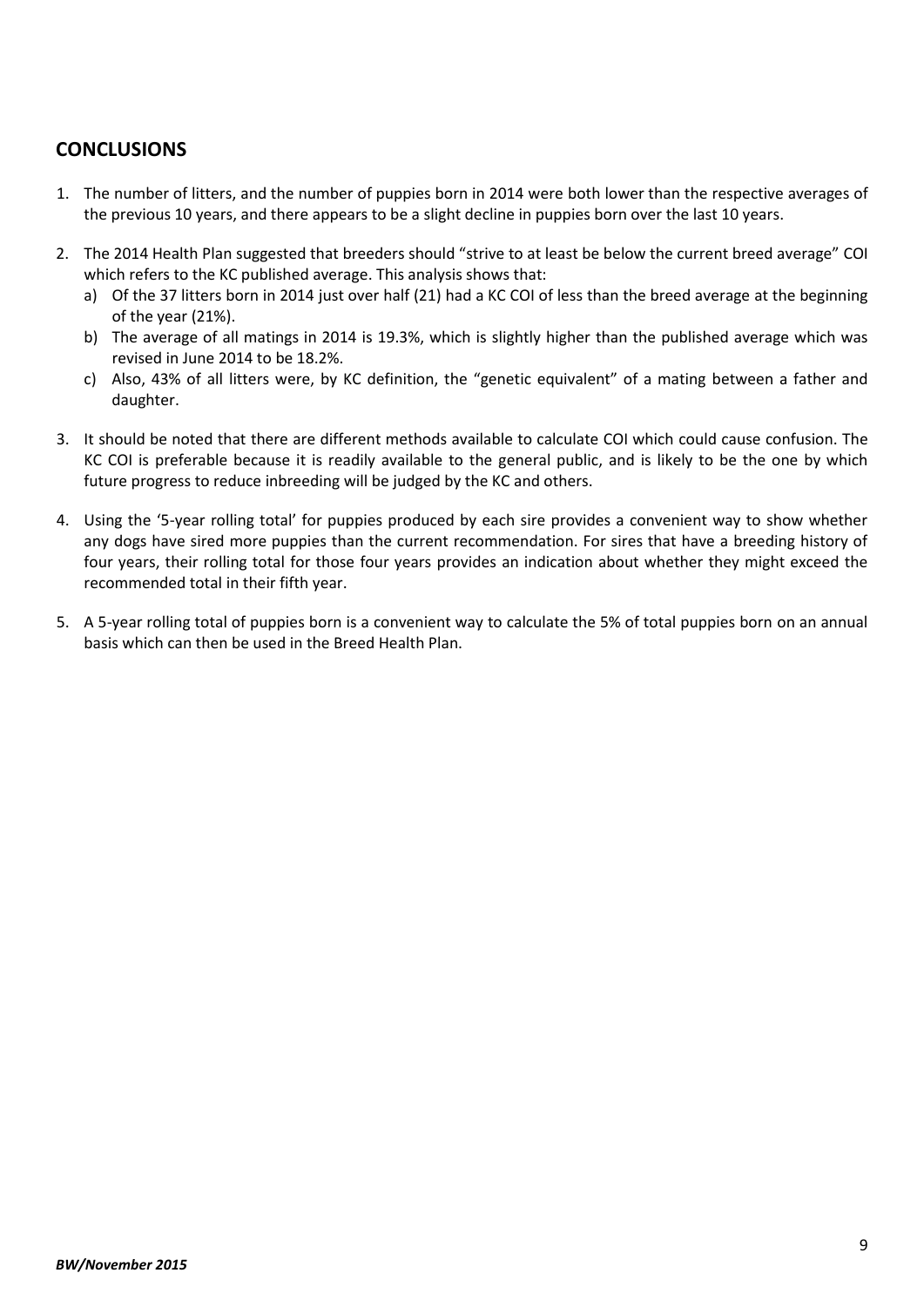## CONCLUSIONS

1. The number of litters, and the number of puppies born in 2014 were both lower than the respective averages of the previous 10 years, and there appears to be a slight decline in puppies born over the last 10 years.

2. The 2014 Health Plan suggested that breeders should "strive to at least be below the current breed average" COI which refers to the KC published average. This analysis shows that:
   a) Of the 37 litters born in 2014 just over half (21) had a KC COI of less than the breed average at the beginning of the year (21%).
   b) The average of all matings in 2014 is 19.3%, which is slightly higher than the published average which was revised in June 2014 to be 18.2%.
   c) Also, 43% of all litters were, by KC definition, the "genetic equivalent" of a mating between a father and daughter.

3. It should be noted that there are different methods available to calculate COI which could cause confusion. The KC COI is preferable because it is readily available to the general public, and is likely to be the one by which future progress to reduce inbreeding will be judged by the KC and others.

4. Using the '5-year rolling total' for puppies produced by each sire provides a convenient way to show whether any dogs have sired more puppies than the current recommendation. For sires that have a breeding history of four years, their rolling total for those four years provides an indication about whether they might exceed the recommended total in their fifth year.

5. A 5-year rolling total of puppies born is a convenient way to calculate the 5% of total puppies born on an annual basis which can then be used in the Breed Health Plan.

*BW/November 2015*